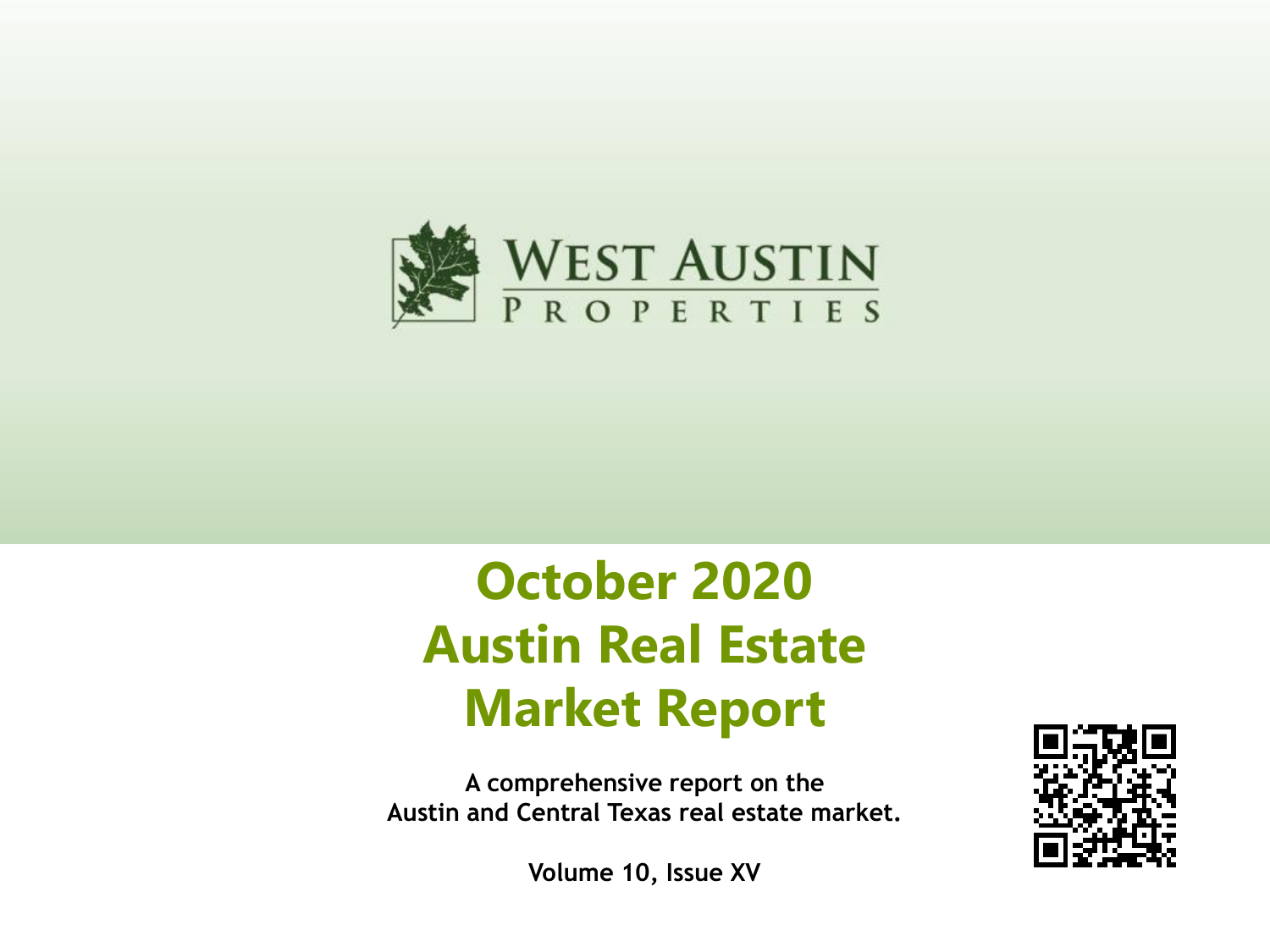WEST AUSTIN
PROPERTIES

# October 2020 Austin Real Estate Market Report

**A comprehensive report on the Austin and Central Texas real estate market.**

**Volume 10, Issue XV**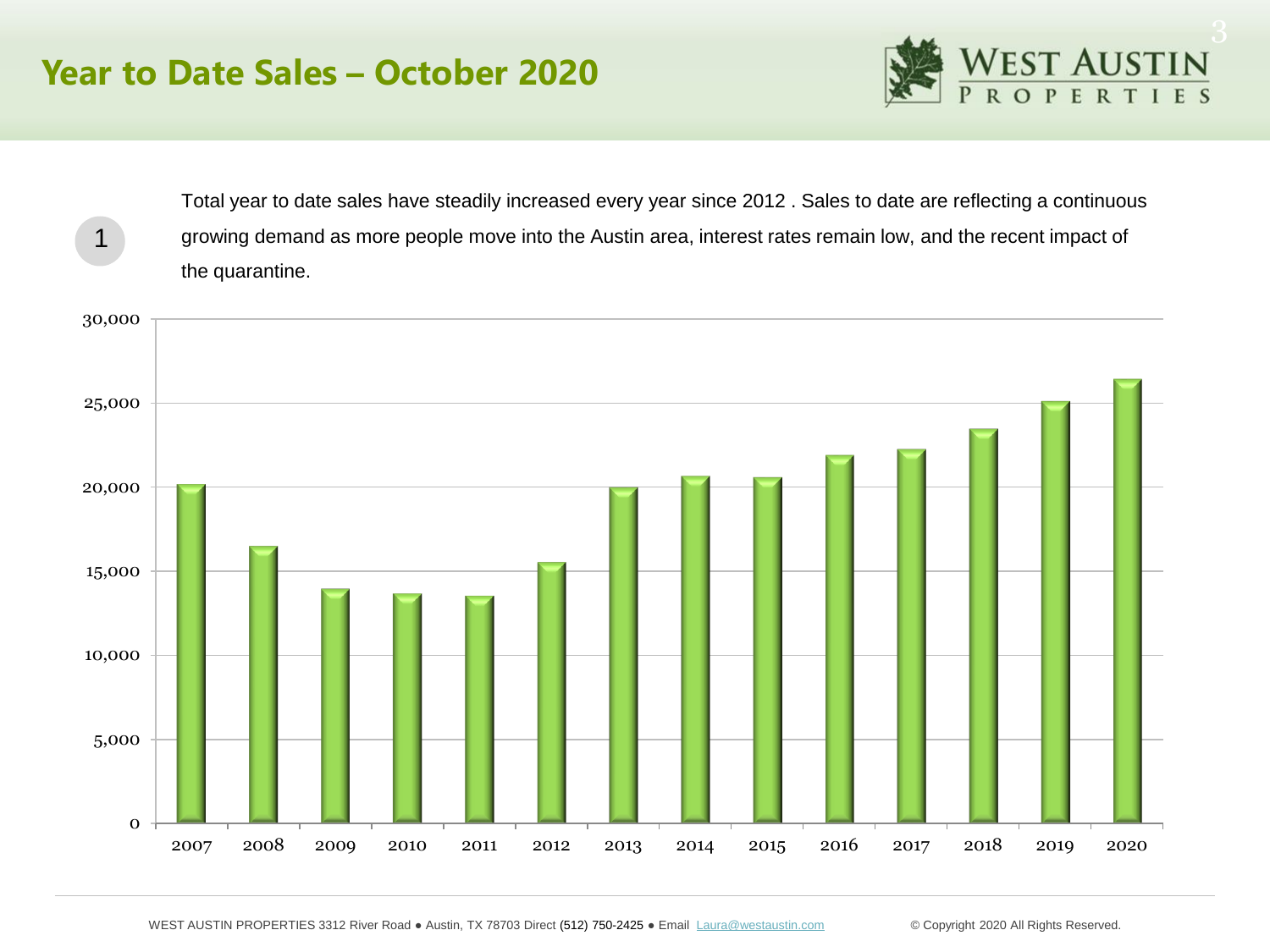# Year to Date Sales – October 2020

1

Total year to date sales have steadily increased every year since 2012 . Sales to date are reflecting a continuous growing demand as more people move into the Austin area, interest rates remain low, and the recent impact of the quarantine.

WEST AUSTIN PROPERTIES 3312 River Road ● Austin, TX 78703 Direct (512) 750-2425 ● Email Laura@westaustin.com

© Copyright 2020 All Rights Reserved.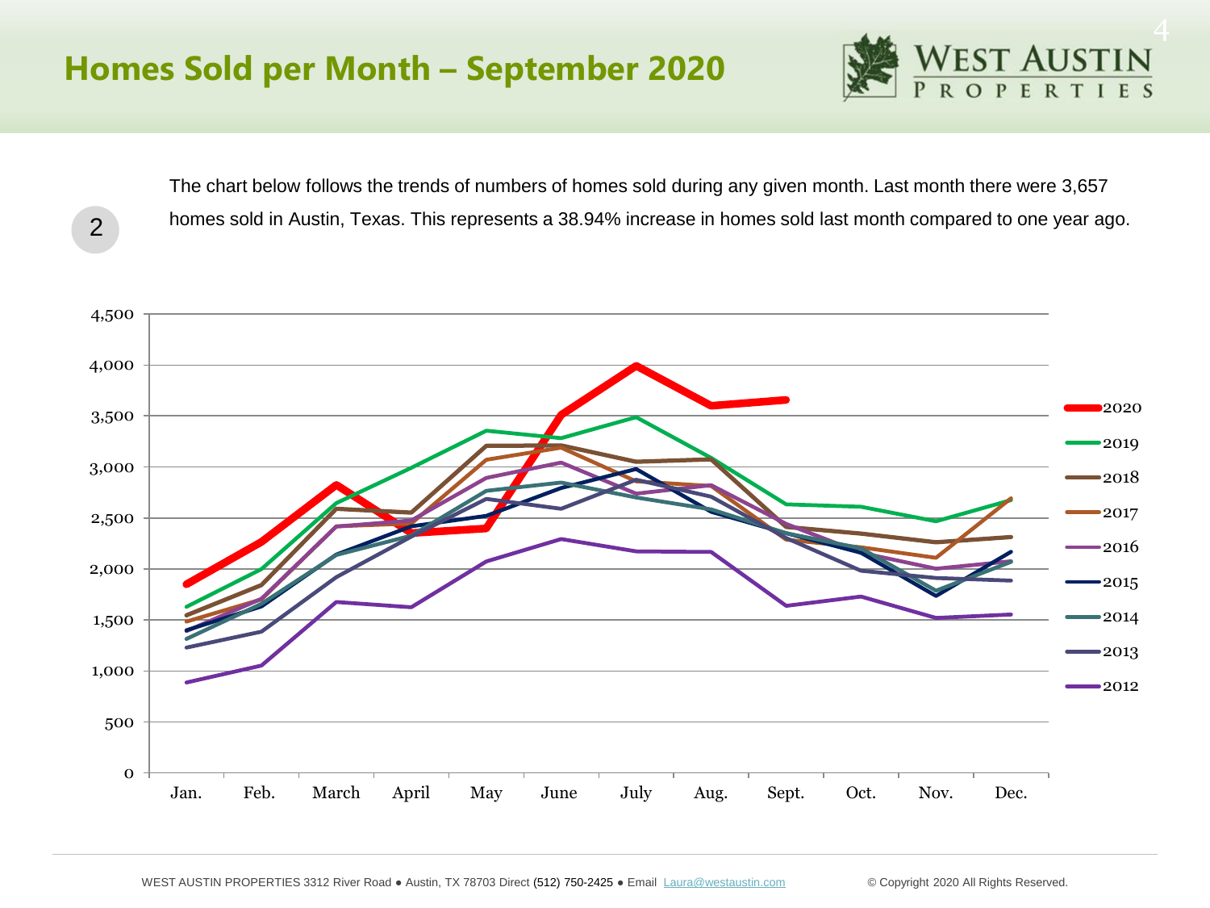# Homes Sold per Month – September 2020

2

The chart below follows the trends of numbers of homes sold during any given month. Last month there were 3,657 homes sold in Austin, Texas. This represents a 38.94% increase in homes sold last month compared to one year ago.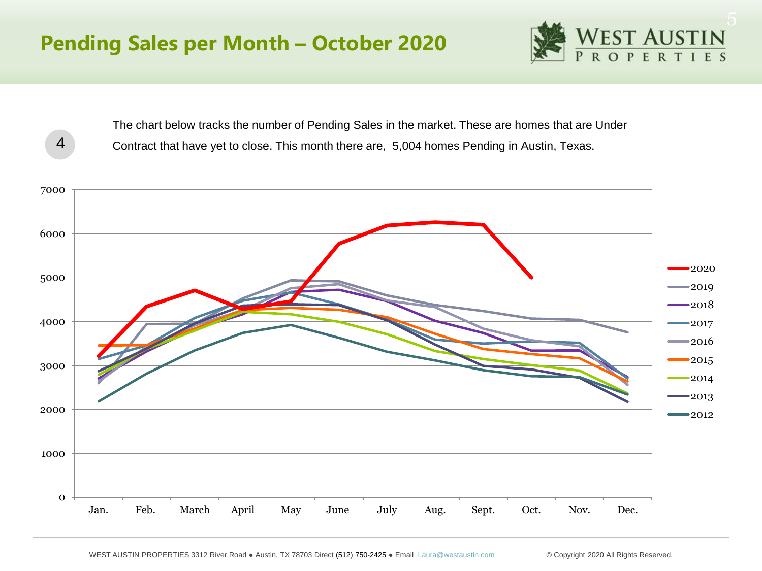## Pending Sales per Month – October 2020

4

The chart below tracks the number of Pending Sales in the market. These are homes that are Under Contract that have yet to close. This month there are, 5,004 homes Pending in Austin, Texas.

WEST AUSTIN PROPERTIES 3312 River Road ● Austin, TX 78703 Direct (512) 750-2425 ● Email Laura@westaustin.com

© Copyright 2020 All Rights Reserved.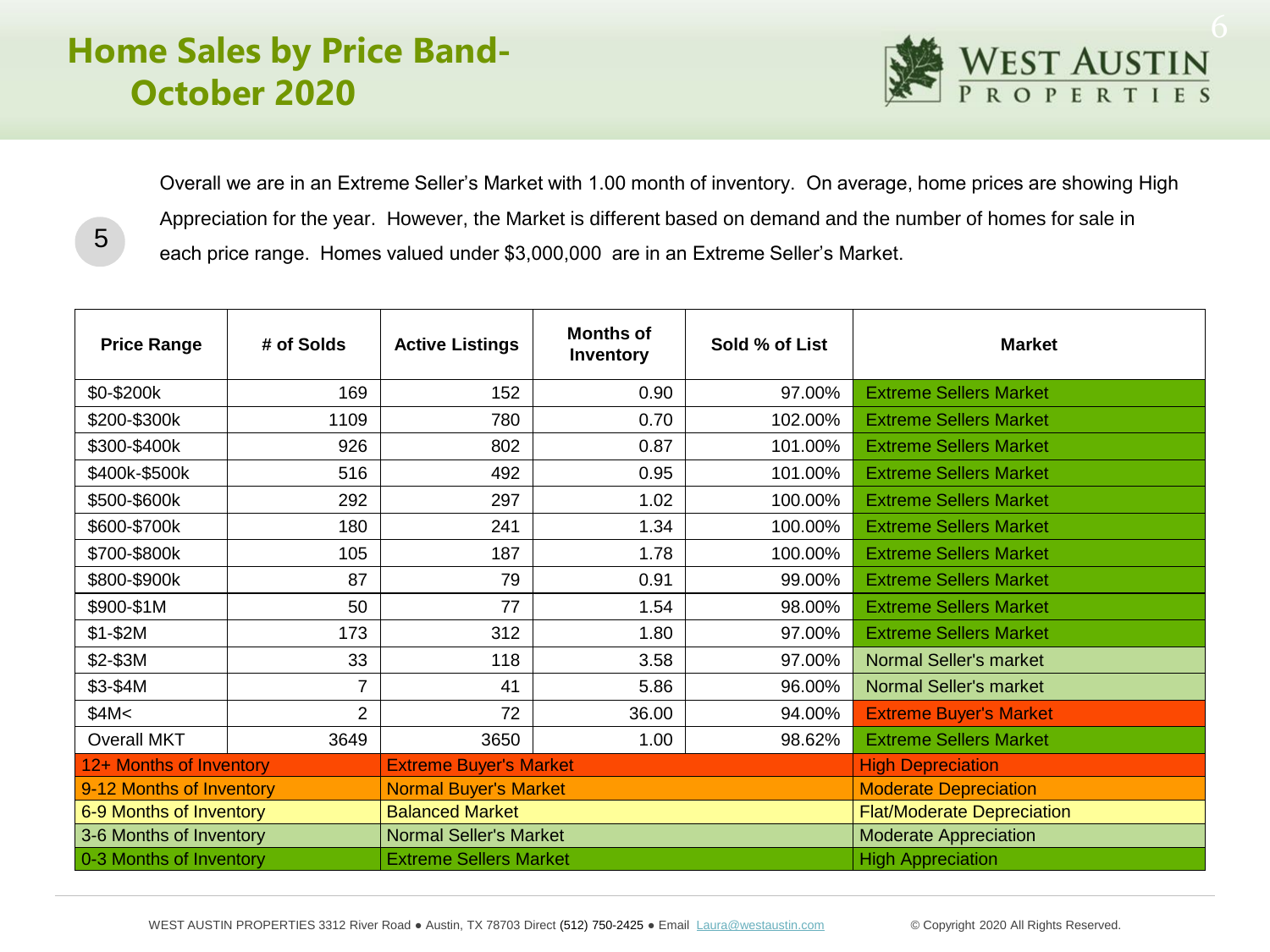# Home Sales by Price Band- October 2020

Overall we are in an Extreme Seller's Market with 1.00 month of inventory. On average, home prices are showing High Appreciation for the year. However, the Market is different based on demand and the number of homes for sale in each price range. Homes valued under $3,000,000 are in an Extreme Seller's Market.

| Price Range | # of Solds | Active Listings | Months of Inventory | Sold % of List | Market |
|---|---|---|---|---|---|
| $0-$200k | 169 | 152 | 0.90 | 97.00% | Extreme Sellers Market |
| $200-$300k | 1109 | 780 | 0.70 | 102.00% | Extreme Sellers Market |
| $300-$400k | 926 | 802 | 0.87 | 101.00% | Extreme Sellers Market |
| $400k-$500k | 516 | 492 | 0.95 | 101.00% | Extreme Sellers Market |
| $500-$600k | 292 | 297 | 1.02 | 100.00% | Extreme Sellers Market |
| $600-$700k | 180 | 241 | 1.34 | 100.00% | Extreme Sellers Market |
| $700-$800k | 105 | 187 | 1.78 | 100.00% | Extreme Sellers Market |
| $800-$900k | 87 | 79 | 0.91 | 99.00% | Extreme Sellers Market |
| $900-$1M | 50 | 77 | 1.54 | 98.00% | Extreme Sellers Market |
| $1-$2M | 173 | 312 | 1.80 | 97.00% | Extreme Sellers Market |
| $2-$3M | 33 | 118 | 3.58 | 97.00% | Normal Seller's market |
| $3-$4M | 7 | 41 | 5.86 | 96.00% | Normal Seller's market |
| $4M< | 2 | 72 | 36.00 | 94.00% | Extreme Buyer's Market |
| Overall MKT | 3649 | 3650 | 1.00 | 98.62% | Extreme Sellers Market |

| Months of Inventory | Market | Appreciation |
|---|---|---|
| 12+ Months of Inventory | Extreme Buyer's Market | High Depreciation |
| 9-12 Months of Inventory | Normal Buyer's Market | Moderate Depreciation |
| 6-9 Months of Inventory | Balanced Market | Flat/Moderate Depreciation |
| 3-6 Months of Inventory | Normal Seller's Market | Moderate Appreciation |
| 0-3 Months of Inventory | Extreme Sellers Market | High Appreciation |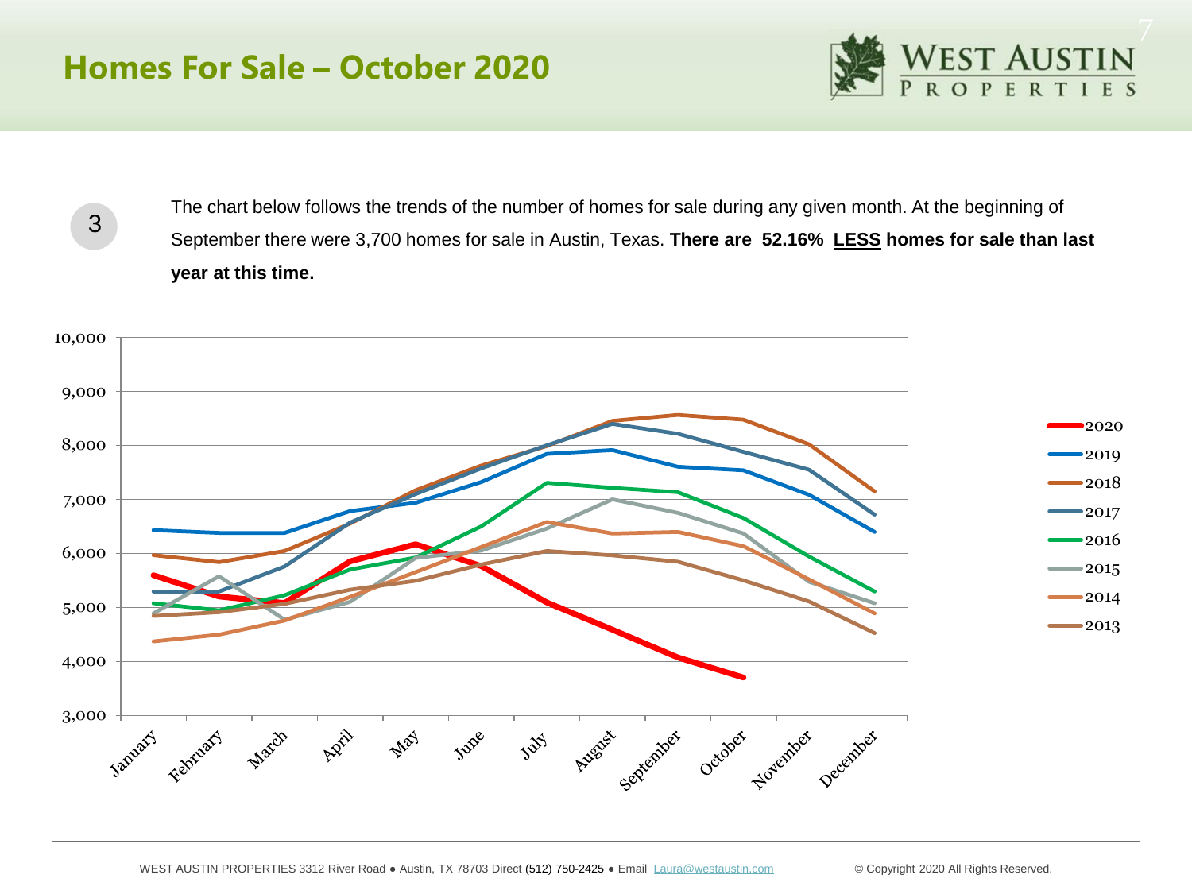# Homes For Sale – October 2020

3

The chart below follows the trends of the number of homes for sale during any given month. At the beginning of September there were 3,700 homes for sale in Austin, Texas. **There are 52.16% LESS homes for sale than last year at this time.**

WEST AUSTIN PROPERTIES 3312 River Road ● Austin, TX 78703 Direct (512) 750-2425 ● Email Laura@westaustin.com

© Copyright 2020 All Rights Reserved.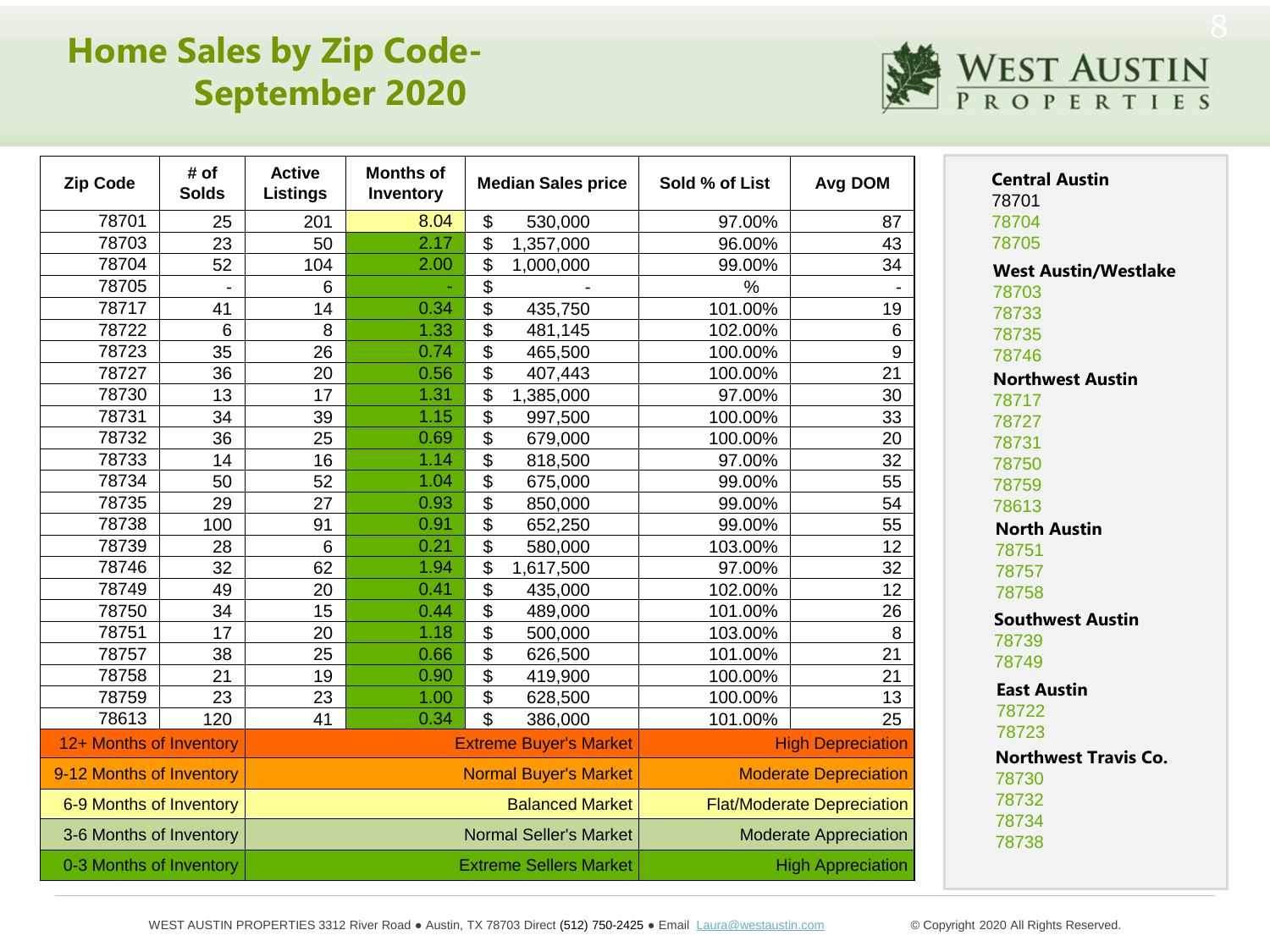# Home Sales by Zip Code- September 2020

WEST AUSTIN PROPERTIES

| Zip Code | # of Solds | Active Listings | Months of Inventory | Median Sales price | Sold % of List | Avg DOM |
|---|---|---|---|---|---|---|
| 78701 | 25 | 201 | 8.04 | $ 530,000 | 97.00% | 87 |
| 78703 | 23 | 50 | 2.17 | $ 1,357,000 | 96.00% | 43 |
| 78704 | 52 | 104 | 2.00 | $ 1,000,000 | 99.00% | 34 |
| 78705 | - | 6 | - | $ - | % | - |
| 78717 | 41 | 14 | 0.34 | $ 435,750 | 101.00% | 19 |
| 78722 | 6 | 8 | 1.33 | $ 481,145 | 102.00% | 6 |
| 78723 | 35 | 26 | 0.74 | $ 465,500 | 100.00% | 9 |
| 78727 | 36 | 20 | 0.56 | $ 407,443 | 100.00% | 21 |
| 78730 | 13 | 17 | 1.31 | $ 1,385,000 | 97.00% | 30 |
| 78731 | 34 | 39 | 1.15 | $ 997,500 | 100.00% | 33 |
| 78732 | 36 | 25 | 0.69 | $ 679,000 | 100.00% | 20 |
| 78733 | 14 | 16 | 1.14 | $ 818,500 | 97.00% | 32 |
| 78734 | 50 | 52 | 1.04 | $ 675,000 | 99.00% | 55 |
| 78735 | 29 | 27 | 0.93 | $ 850,000 | 99.00% | 54 |
| 78738 | 100 | 91 | 0.91 | $ 652,250 | 99.00% | 55 |
| 78739 | 28 | 6 | 0.21 | $ 580,000 | 103.00% | 12 |
| 78746 | 32 | 62 | 1.94 | $ 1,617,500 | 97.00% | 32 |
| 78749 | 49 | 20 | 0.41 | $ 435,000 | 102.00% | 12 |
| 78750 | 34 | 15 | 0.44 | $ 489,000 | 101.00% | 26 |
| 78751 | 17 | 20 | 1.18 | $ 500,000 | 103.00% | 8 |
| 78757 | 38 | 25 | 0.66 | $ 626,500 | 101.00% | 21 |
| 78758 | 21 | 19 | 0.90 | $ 419,900 | 100.00% | 21 |
| 78759 | 23 | 23 | 1.00 | $ 628,500 | 100.00% | 13 |
| 78613 | 120 | 41 | 0.34 | $ 386,000 | 101.00% | 25 |

| Months of Inventory | Market | Appreciation |
|---|---|---|
| 12+ Months of Inventory | Extreme Buyer's Market | High Depreciation |
| 9-12 Months of Inventory | Normal Buyer's Market | Moderate Depreciation |
| 6-9 Months of Inventory | Balanced Market | Flat/Moderate Depreciation |
| 3-6 Months of Inventory | Normal Seller's Market | Moderate Appreciation |
| 0-3 Months of Inventory | Extreme Sellers Market | High Appreciation |

**Central Austin**
78701
78704
78705

**West Austin/Westlake**
78703
78733
78735
78746

**Northwest Austin**
78717
78727
78731
78750
78759
78613

**North Austin**
78751
78757
78758

**Southwest Austin**
78739
78749

**East Austin**
78722
78723

**Northwest Travis Co.**
78730
78732
78734
78738

WEST AUSTIN PROPERTIES 3312 River Road ● Austin, TX 78703 Direct (512) 750-2425 ● Email Laura@westaustin.com © Copyright 2020 All Rights Reserved.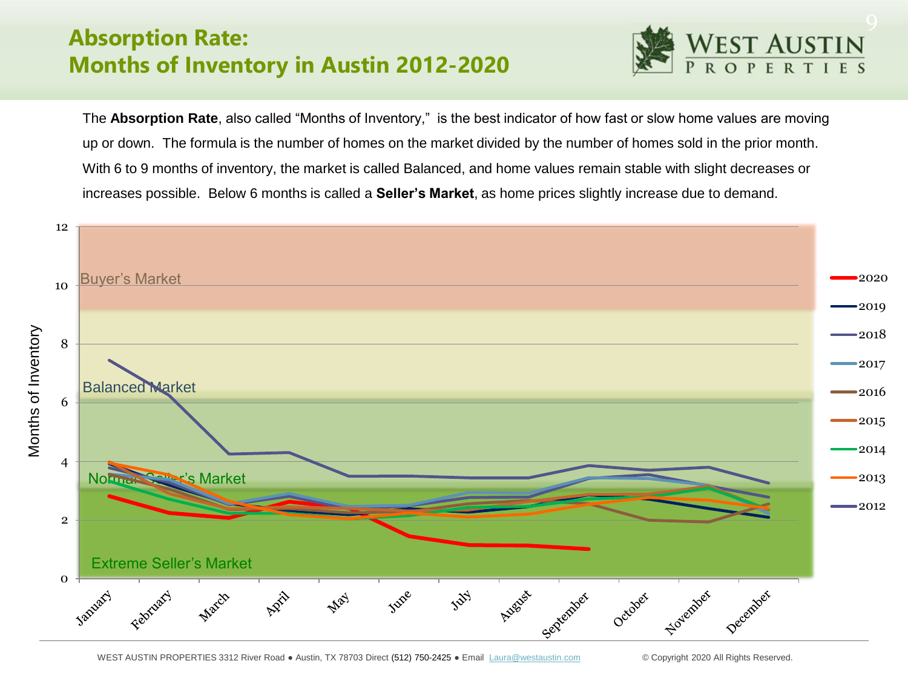# Absorption Rate: Months of Inventory in Austin 2012-2020

The **Absorption Rate**, also called "Months of Inventory," is the best indicator of how fast or slow home values are moving up or down. The formula is the number of homes on the market divided by the number of homes sold in the prior month. With 6 to 9 months of inventory, the market is called Balanced, and home values remain stable with slight decreases or increases possible. Below 6 months is called a **Seller's Market**, as home prices slightly increase due to demand.

Buyer's Market

Balanced Market

Normal Seller's Market

Extreme Seller's Market

Months of Inventory

January, February, March, April, May, June, July, August, September, October, November, December

2020, 2019, 2018, 2017, 2016, 2015, 2014, 2013, 2012

WEST AUSTIN PROPERTIES 3312 River Road ● Austin, TX 78703 Direct (512) 750-2425 ● Email Laura@westaustin.com

© Copyright 2020 All Rights Reserved.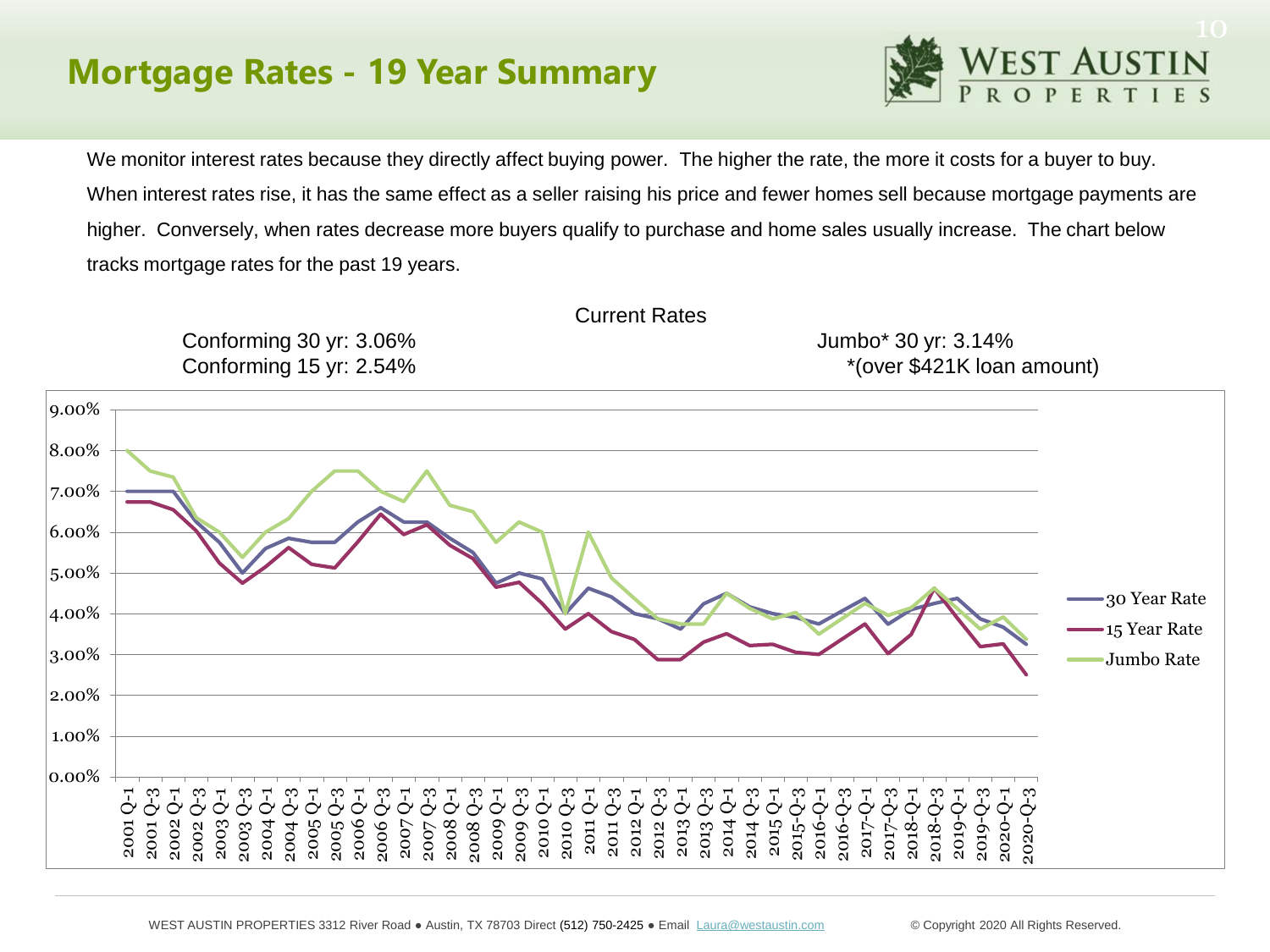## Mortgage Rates - 19 Year Summary

We monitor interest rates because they directly affect buying power. The higher the rate, the more it costs for a buyer to buy. When interest rates rise, it has the same effect as a seller raising his price and fewer homes sell because mortgage payments are higher. Conversely, when rates decrease more buyers qualify to purchase and home sales usually increase. The chart below tracks mortgage rates for the past 19 years.

Current Rates

Conforming 30 yr: 3.06%
Conforming 15 yr: 2.54%

Jumbo* 30 yr: 3.14%
*(over $421K loan amount)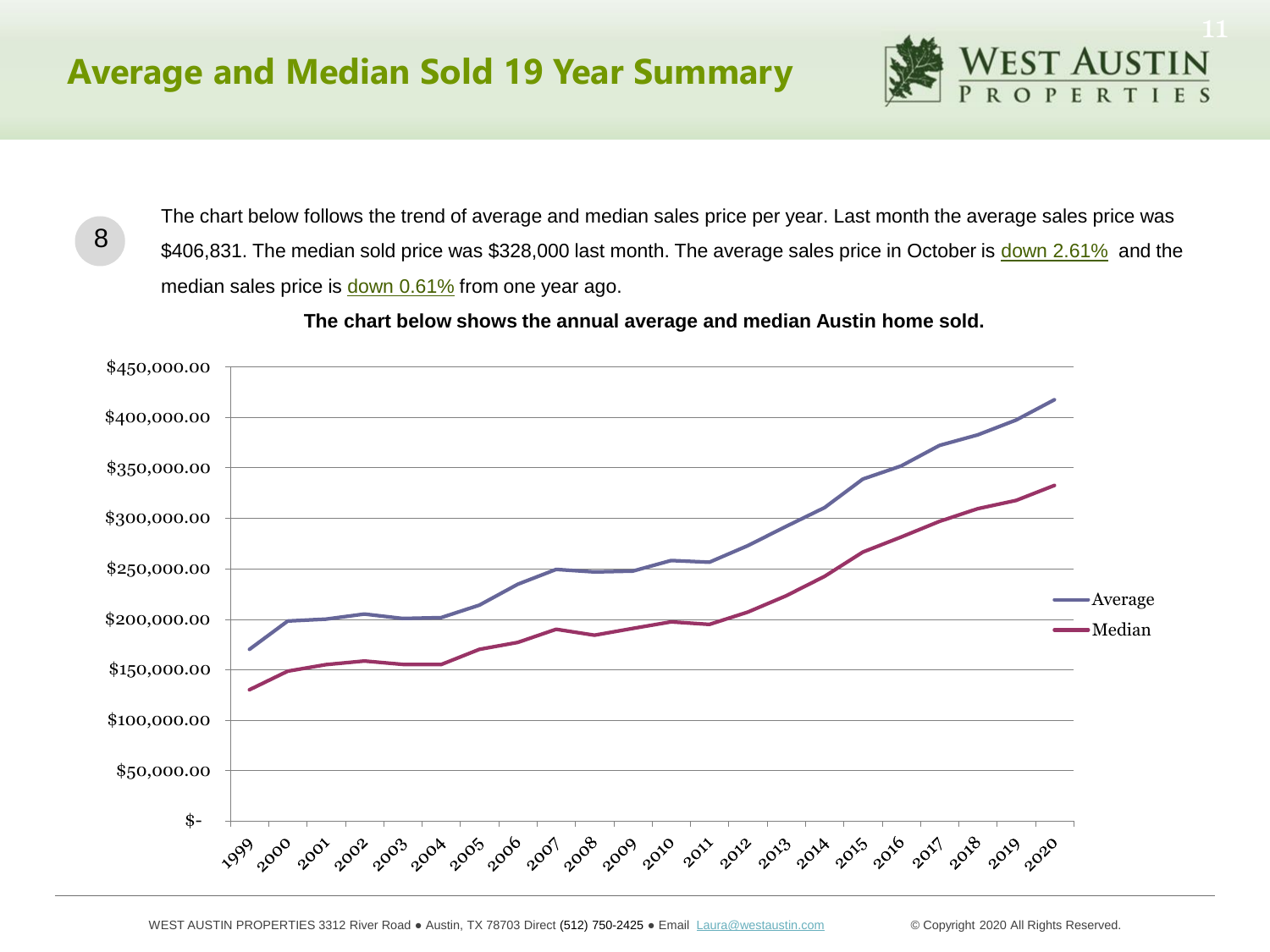# Average and Median Sold 19 Year Summary

8

The chart below follows the trend of average and median sales price per year. Last month the average sales price was $406,831. The median sold price was $328,000 last month. The average sales price in October is down 2.61% and the median sales price is down 0.61% from one year ago.

**The chart below shows the annual average and median Austin home sold.**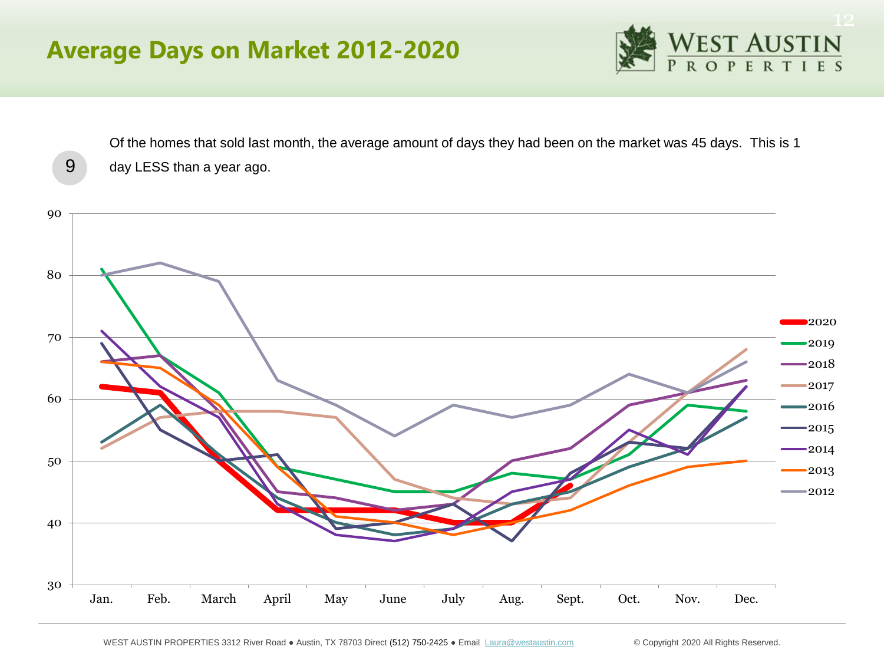# Average Days on Market 2012-2020

9

Of the homes that sold last month, the average amount of days they had been on the market was 45 days. This is 1 day LESS than a year ago.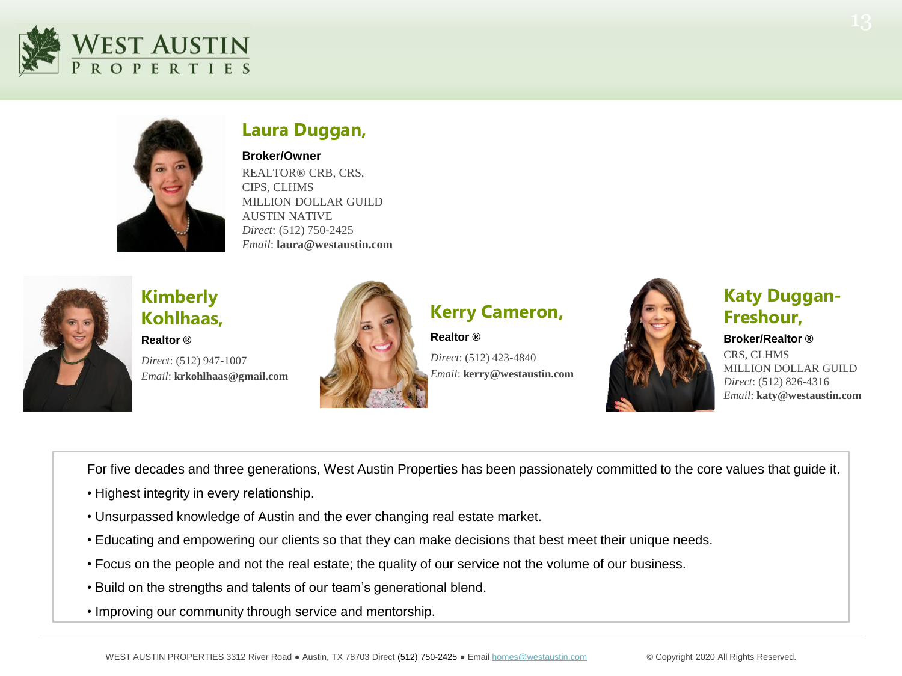## Laura Duggan,

**Broker/Owner**

REALTOR® CRB, CRS, CIPS, CLHMS
MILLION DOLLAR GUILD
AUSTIN NATIVE
*Direct*: (512) 750-2425
*Email*: **laura@westaustin.com**

## Kimberly Kohlhaas,

**Realtor ®**

*Direct*: (512) 947-1007
*Email*: **krkohlhaas@gmail.com**

## Kerry Cameron,

**Realtor ®**

*Direct*: (512) 423-4840
*Email*: **kerry@westaustin.com**

## Katy Duggan-Freshour,

**Broker/Realtor ®**

CRS, CLHMS
MILLION DOLLAR GUILD
*Direct*: (512) 826-4316
*Email*: **katy@westaustin.com**

For five decades and three generations, West Austin Properties has been passionately committed to the core values that guide it.

- Highest integrity in every relationship.
- Unsurpassed knowledge of Austin and the ever changing real estate market.
- Educating and empowering our clients so that they can make decisions that best meet their unique needs.
- Focus on the people and not the real estate; the quality of our service not the volume of our business.
- Build on the strengths and talents of our team's generational blend.
- Improving our community through service and mentorship.

WEST AUSTIN PROPERTIES 3312 River Road ● Austin, TX 78703 Direct (512) 750-2425 ● Email homes@westaustin.com

© Copyright 2020 All Rights Reserved.